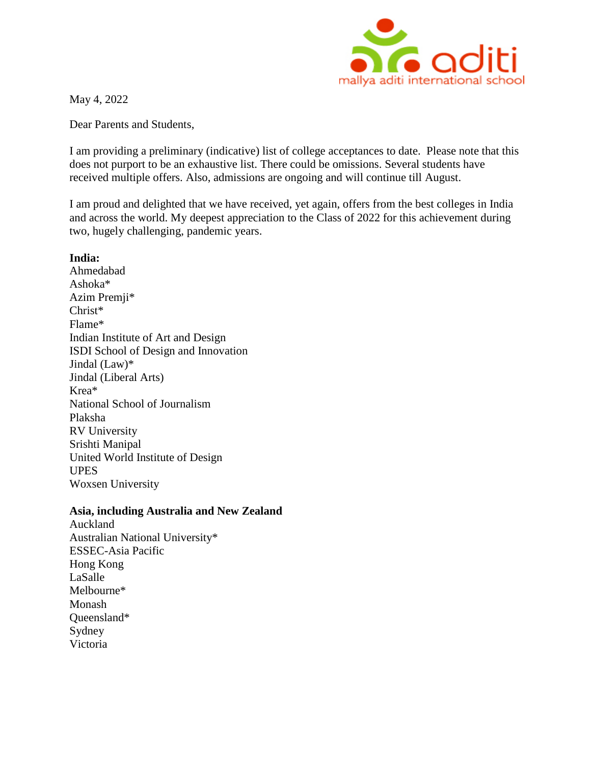May 4, 2022

Dear Parents and Students,

I am providing a preliminary (indicative) list of college acceptances to date. Please note that this does not purport to be an exhaustive list. There could be omissions. Several students have received multiple offers. Also, admissions are ongoing and will continue till August.

I am proud and delighted that we have received, yet again, offers from the best colleges in India and across the world. My deepest appreciation to the Class of 2022 for this achievement during two, hugely challenging, pandemic years.

**India:**

Ahmedabad
Ashoka*
Azim Premji*
Christ*
Flame*
Indian Institute of Art and Design
ISDI School of Design and Innovation
Jindal (Law)*
Jindal (Liberal Arts)
Krea*
National School of Journalism
Plaksha
RV University
Srishti Manipal
United World Institute of Design
UPES
Woxsen University

**Asia, including Australia and New Zealand**

Auckland
Australian National University*
ESSEC-Asia Pacific
Hong Kong
LaSalle
Melbourne*
Monash
Queensland*
Sydney
Victoria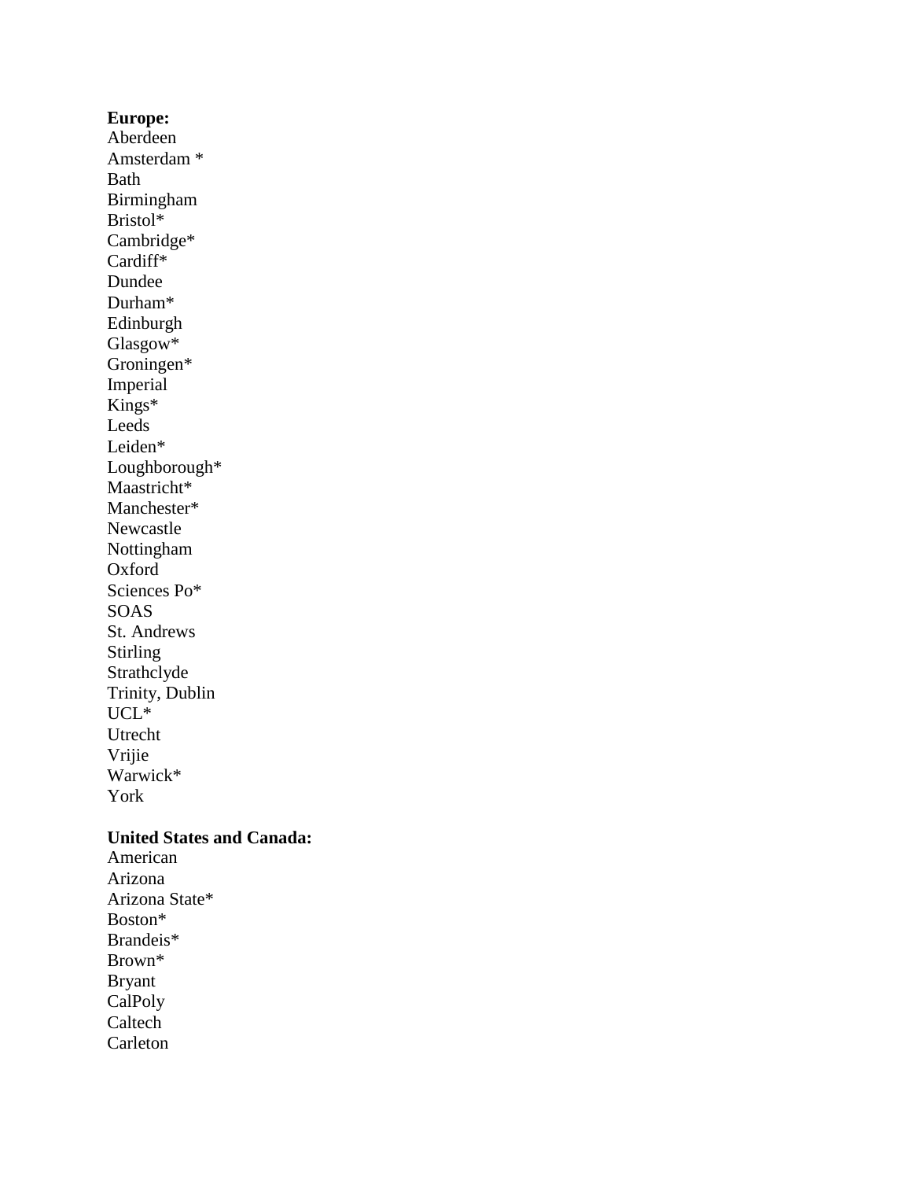**Europe:**
Aberdeen
Amsterdam *
Bath
Birmingham
Bristol*
Cambridge*
Cardiff*
Dundee
Durham*
Edinburgh
Glasgow*
Groningen*
Imperial
Kings*
Leeds
Leiden*
Loughborough*
Maastricht*
Manchester*
Newcastle
Nottingham
Oxford
Sciences Po*
SOAS
St. Andrews
Stirling
Strathclyde
Trinity, Dublin
UCL*
Utrecht
Vrijie
Warwick*
York

**United States and Canada:**
American
Arizona
Arizona State*
Boston*
Brandeis*
Brown*
Bryant
CalPoly
Caltech
Carleton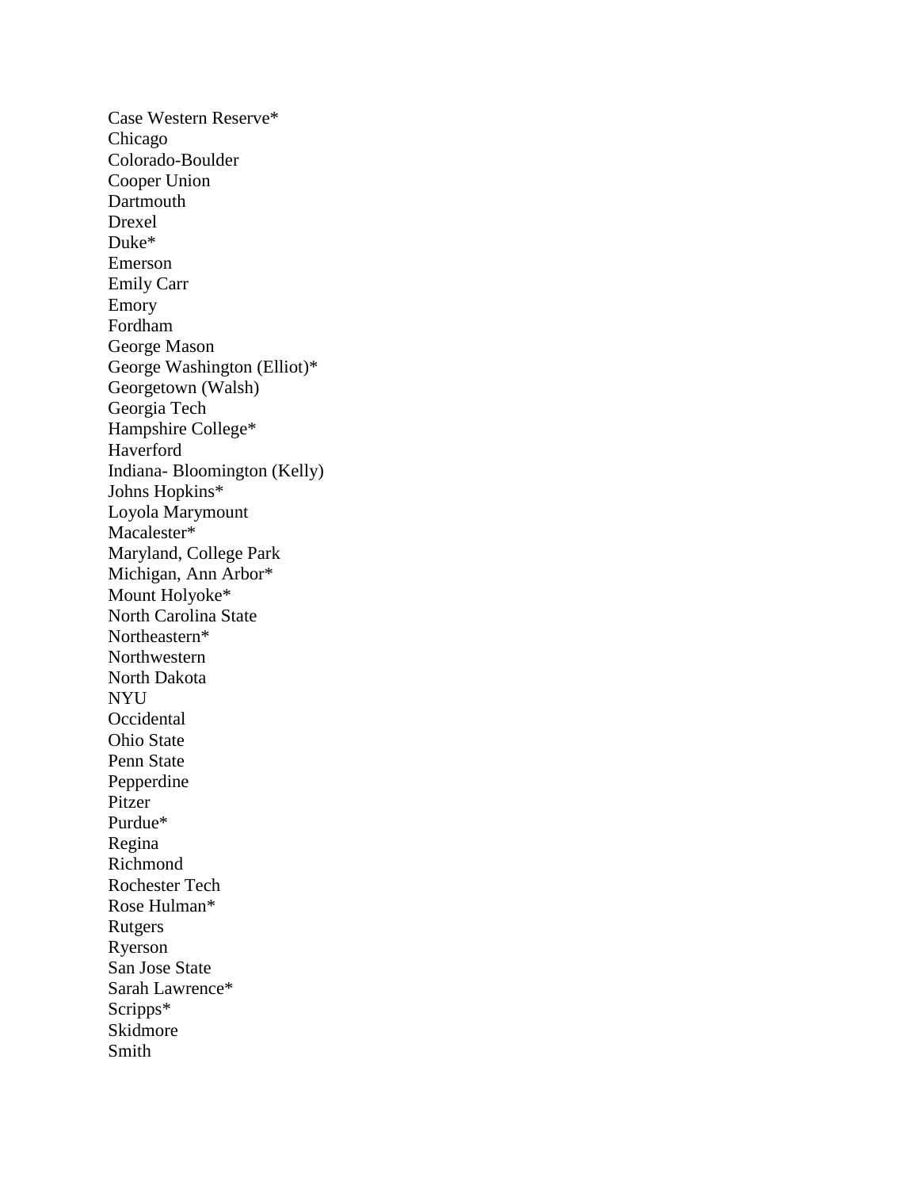Case Western Reserve*
Chicago
Colorado-Boulder
Cooper Union
Dartmouth
Drexel
Duke*
Emerson
Emily Carr
Emory
Fordham
George Mason
George Washington (Elliot)*
Georgetown (Walsh)
Georgia Tech
Hampshire College*
Haverford
Indiana- Bloomington (Kelly)
Johns Hopkins*
Loyola Marymount
Macalester*
Maryland, College Park
Michigan, Ann Arbor*
Mount Holyoke*
North Carolina State
Northeastern*
Northwestern
North Dakota
NYU
Occidental
Ohio State
Penn State
Pepperdine
Pitzer
Purdue*
Regina
Richmond
Rochester Tech
Rose Hulman*
Rutgers
Ryerson
San Jose State
Sarah Lawrence*
Scripps*
Skidmore
Smith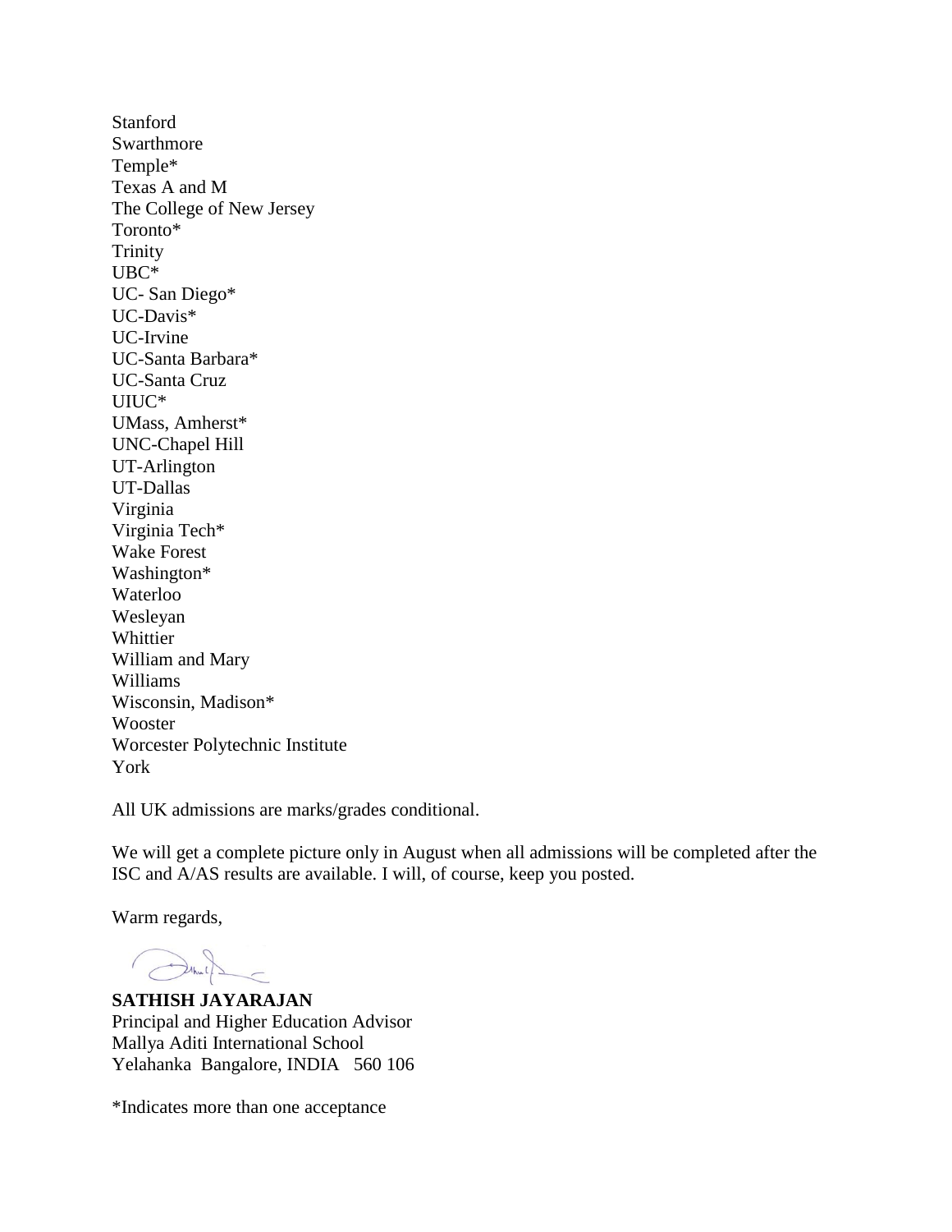Stanford
Swarthmore
Temple*
Texas A and M
The College of New Jersey
Toronto*
Trinity
UBC*
UC- San Diego*
UC-Davis*
UC-Irvine
UC-Santa Barbara*
UC-Santa Cruz
UIUC*
UMass, Amherst*
UNC-Chapel Hill
UT-Arlington
UT-Dallas
Virginia
Virginia Tech*
Wake Forest
Washington*
Waterloo
Wesleyan
Whittier
William and Mary
Williams
Wisconsin, Madison*
Wooster
Worcester Polytechnic Institute
York

All UK admissions are marks/grades conditional.

We will get a complete picture only in August when all admissions will be completed after the ISC and A/AS results are available. I will, of course, keep you posted.

Warm regards,

**SATHISH JAYARAJAN**
Principal and Higher Education Advisor
Mallya Aditi International School
Yelahanka Bangalore, INDIA 560 106

*Indicates more than one acceptance